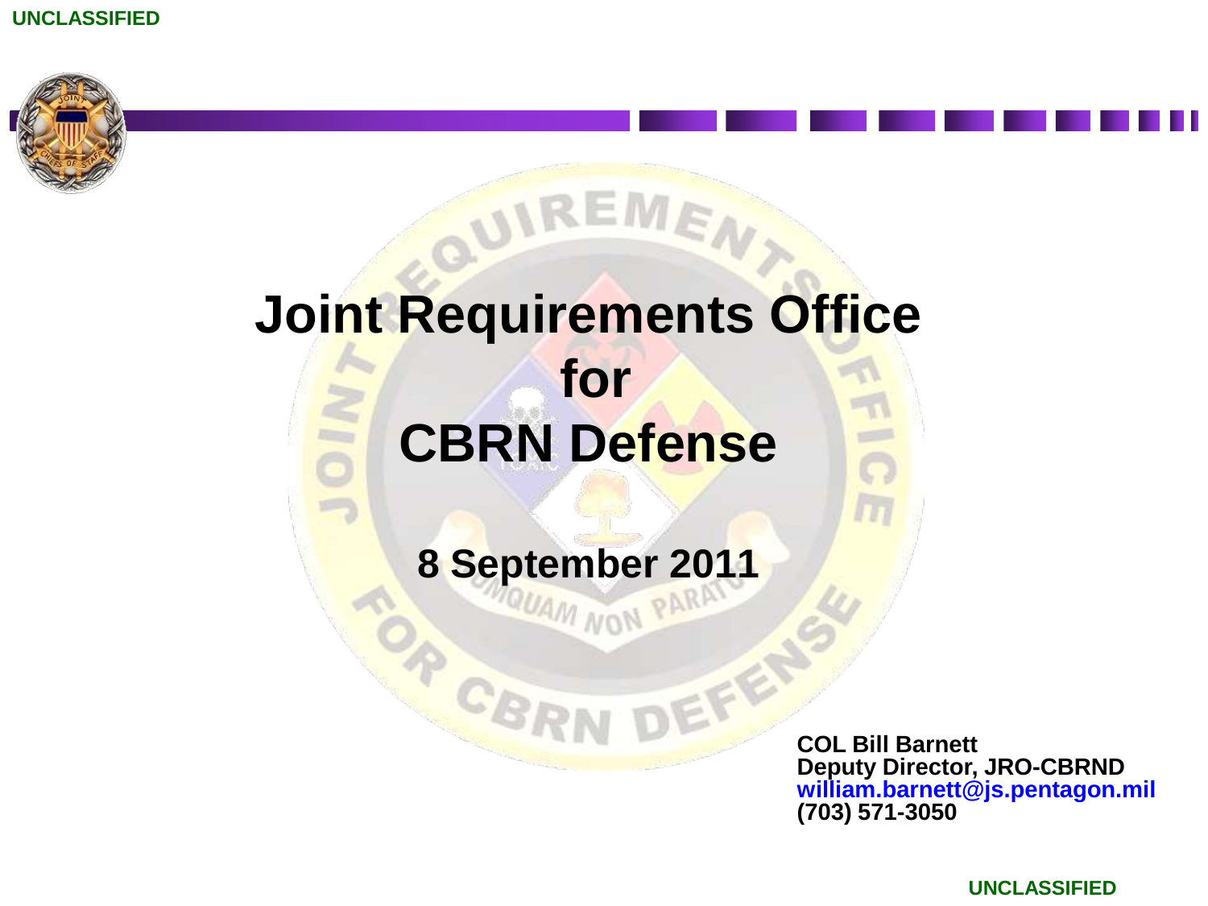UNCLASSIFIED

# Joint Requirements Office for CBRN Defense

**8 September 2011**

**COL Bill Barnett**
**Deputy Director, JRO-CBRND**
**william.barnett@js.pentagon.mil**
**(703) 571-3050**

UNCLASSIFIED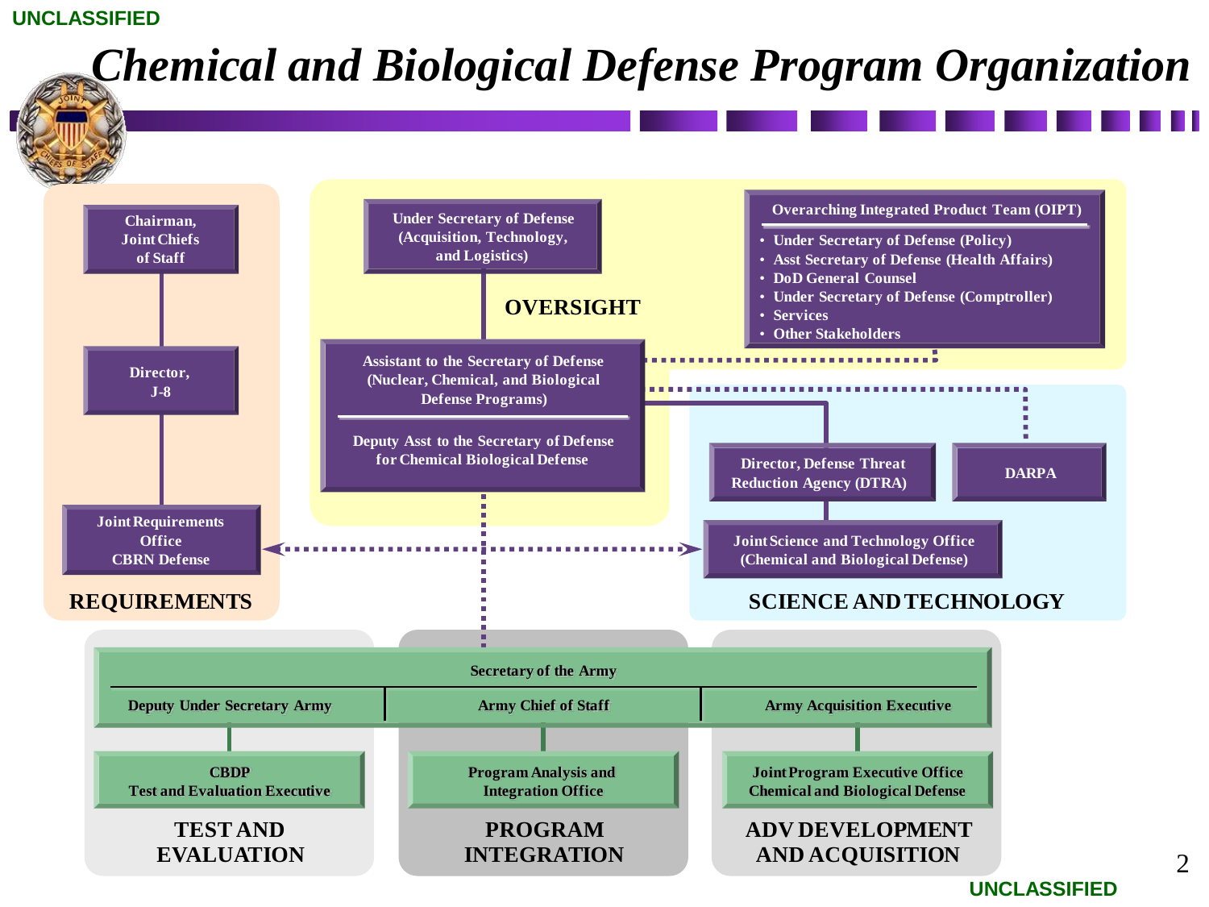# Chemical and Biological Defense Program Organization

## REQUIREMENTS

- Chairman, Joint Chiefs of Staff
- Director, J-8
- Joint Requirements Office CBRN Defense

## OVERSIGHT

- Under Secretary of Defense (Acquisition, Technology, and Logistics)
- Assistant to the Secretary of Defense (Nuclear, Chemical, and Biological Defense Programs)
- Deputy Asst to the Secretary of Defense for Chemical Biological Defense

**Overarching Integrated Product Team (OIPT)**

- Under Secretary of Defense (Policy)
- Asst Secretary of Defense (Health Affairs)
- DoD General Counsel
- Under Secretary of Defense (Comptroller)
- Services
- Other Stakeholders

## SCIENCE AND TECHNOLOGY

- Director, Defense Threat Reduction Agency (DTRA)
- DARPA
- Joint Science and Technology Office (Chemical and Biological Defense)

---

**Secretary of the Army**

| Deputy Under Secretary Army | Army Chief of Staff | Army Acquisition Executive |
|---|---|---|
| CBDP Test and Evaluation Executive | Program Analysis and Integration Office | Joint Program Executive Office Chemical and Biological Defense |
| **TEST AND EVALUATION** | **PROGRAM INTEGRATION** | **ADV DEVELOPMENT AND ACQUISITION** |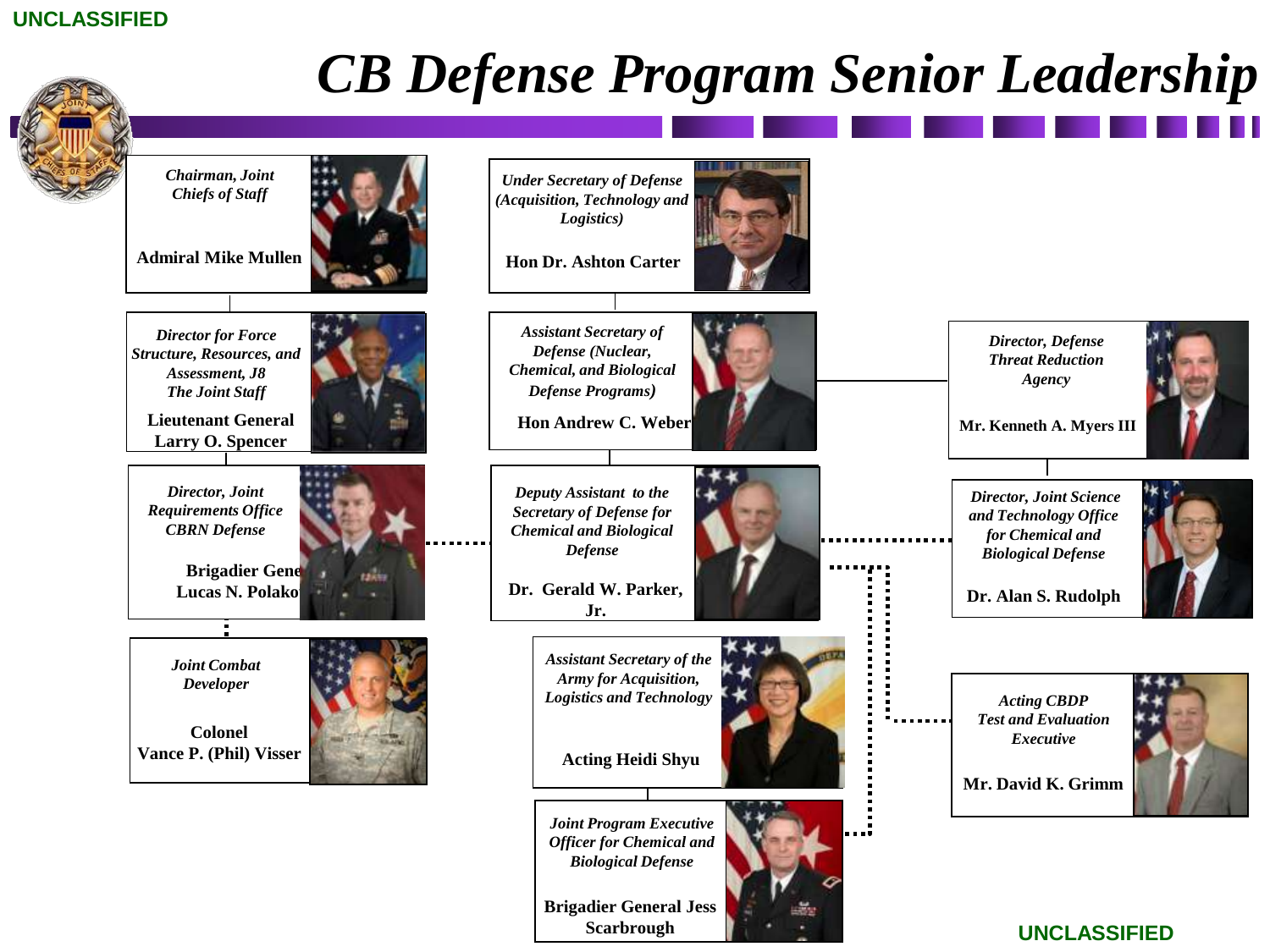# CB Defense Program Senior Leadership

*Chairman, Joint Chiefs of Staff*

**Admiral Mike Mullen**

*Director for Force Structure, Resources, and Assessment, J8 The Joint Staff*

**Lieutenant General Larry O. Spencer**

*Director, Joint Requirements Office CBRN Defense*

**Brigadier Gene Lucas N. Polako**

*Joint Combat Developer*

**Colonel Vance P. (Phil) Visser**

*Under Secretary of Defense (Acquisition, Technology and Logistics)*

**Hon Dr. Ashton Carter**

*Assistant Secretary of Defense (Nuclear, Chemical, and Biological Defense Programs)*

**Hon Andrew C. Weber**

*Deputy Assistant to the Secretary of Defense for Chemical and Biological Defense*

**Dr. Gerald W. Parker, Jr.**

*Assistant Secretary of the Army for Acquisition, Logistics and Technology*

**Acting Heidi Shyu**

*Joint Program Executive Officer for Chemical and Biological Defense*

**Brigadier General Jess Scarbrough**

*Director, Defense Threat Reduction Agency*

**Mr. Kenneth A. Myers III**

*Director, Joint Science and Technology Office for Chemical and Biological Defense*

**Dr. Alan S. Rudolph**

*Acting CBDP Test and Evaluation Executive*

**Mr. David K. Grimm**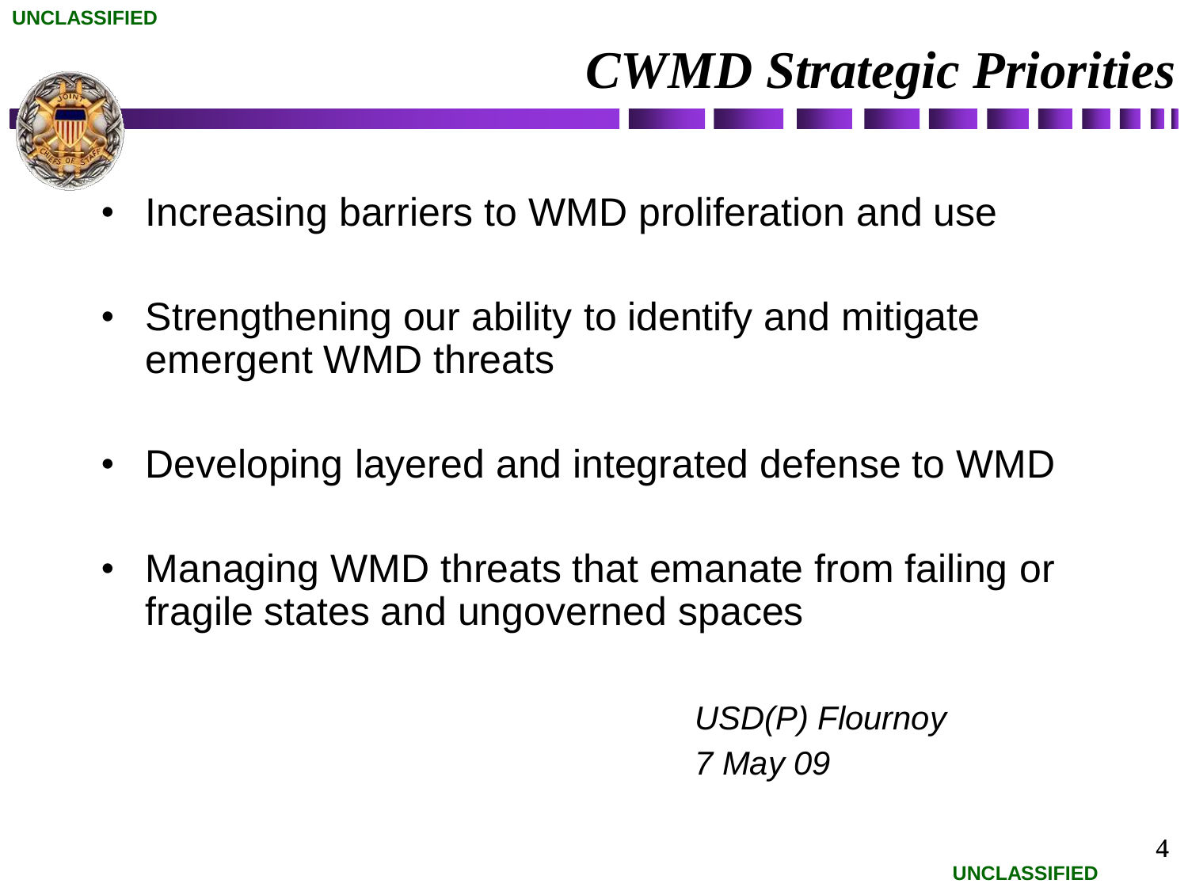# *CWMD Strategic Priorities*

- Increasing barriers to WMD proliferation and use
- Strengthening our ability to identify and mitigate emergent WMD threats
- Developing layered and integrated defense to WMD
- Managing WMD threats that emanate from failing or fragile states and ungoverned spaces

*USD(P) Flournoy*
*7 May 09*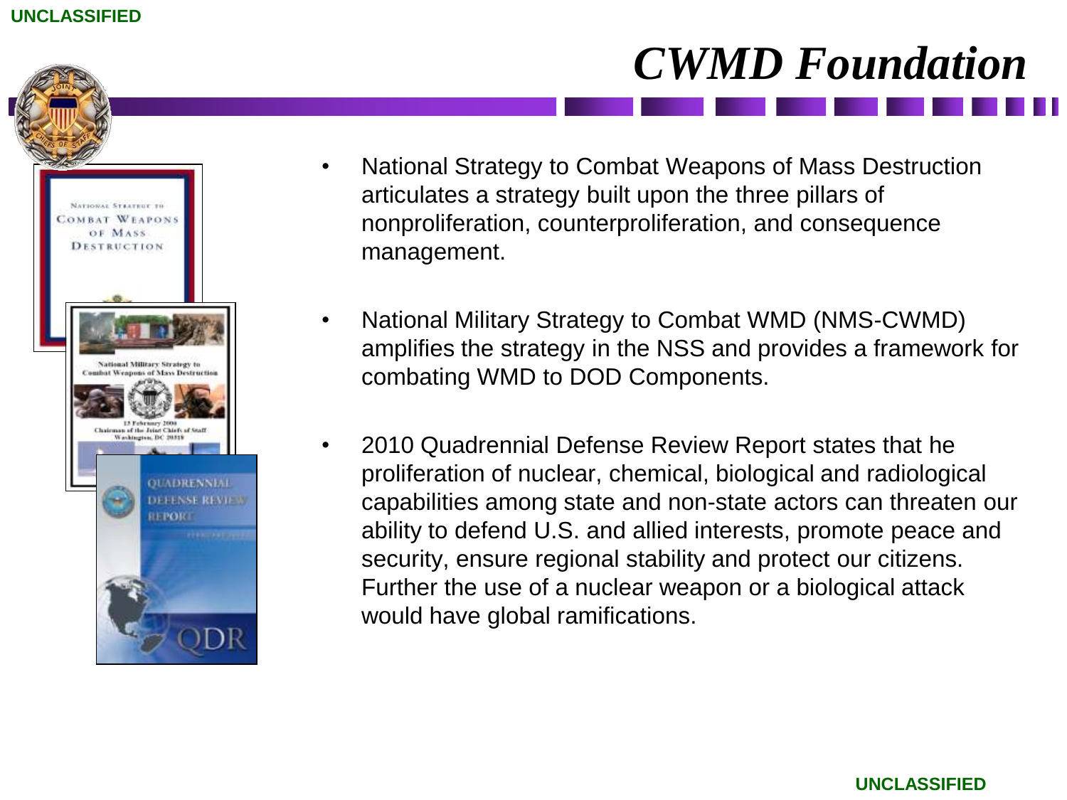# CWMD Foundation

- National Strategy to Combat Weapons of Mass Destruction articulates a strategy built upon the three pillars of nonproliferation, counterproliferation, and consequence management.
- National Military Strategy to Combat WMD (NMS-CWMD) amplifies the strategy in the NSS and provides a framework for combating WMD to DOD Components.
- 2010 Quadrennial Defense Review Report states that he proliferation of nuclear, chemical, biological and radiological capabilities among state and non-state actors can threaten our ability to defend U.S. and allied interests, promote peace and security, ensure regional stability and protect our citizens. Further the use of a nuclear weapon or a biological attack would have global ramifications.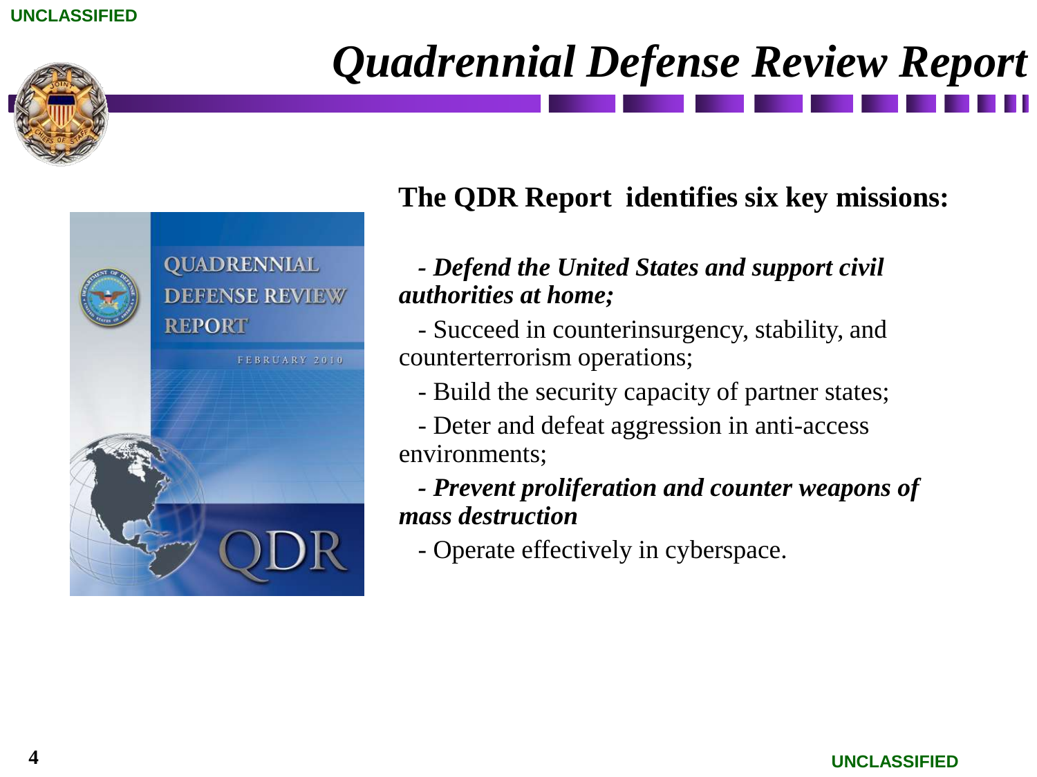# *Quadrennial Defense Review Report*

**The QDR Report identifies six key missions:**

- ***Defend the United States and support civil authorities at home;***
- Succeed in counterinsurgency, stability, and counterterrorism operations;
- Build the security capacity of partner states;
- Deter and defeat aggression in anti-access environments;
- ***Prevent proliferation and counter weapons of mass destruction***
- Operate effectively in cyberspace.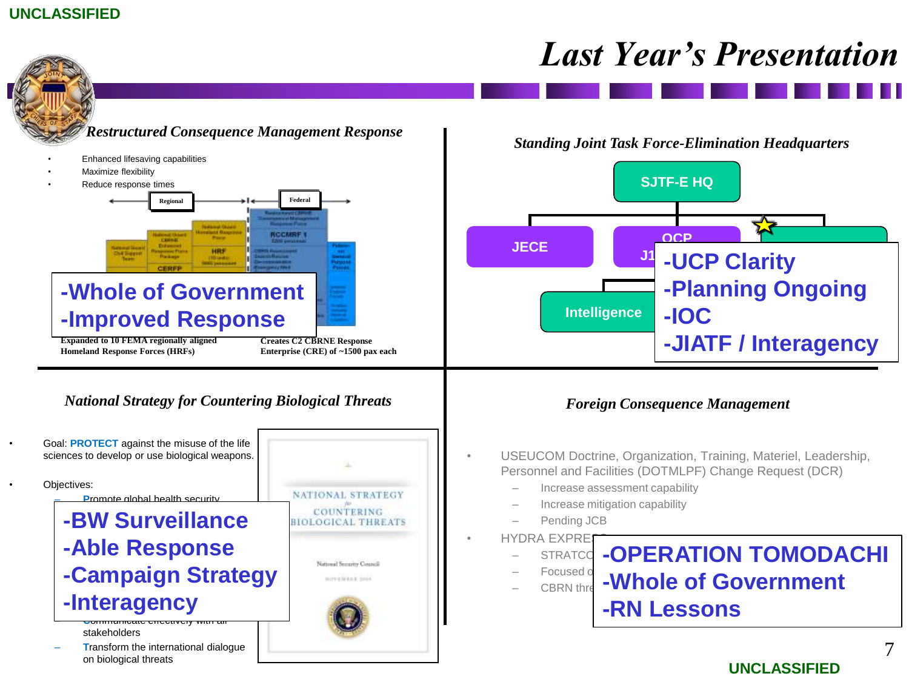# Last Year's Presentation

## Restructured Consequence Management Response

- Enhanced lifesaving capabilities
- Maximize flexibility
- Reduce response times

Regional | Federal

**-Whole of Government**
**-Improved Response**

Expanded to 10 FEMA regionally aligned Homeland Response Forces (HRFs)

Creates C2 CBRNE Response Enterprise (CRE) of ~1500 pax each

## Standing Joint Task Force-Elimination Headquarters

SJTF-E HQ

JECE | OCP | J1 | Intelligence

**-UCP Clarity**
**-Planning Ongoing**
**-IOC**
**-JIATF / Interagency**

## National Strategy for Countering Biological Threats

- Goal: **PROTECT** against the misuse of the life sciences to develop or use biological weapons.
- Objectives:
  - Promote global health security
  - Communicate effectively with all stakeholders
  - Transform the international dialogue on biological threats

**-BW Surveillance**
**-Able Response**
**-Campaign Strategy**
**-Interagency**

NATIONAL STRATEGY for COUNTERING BIOLOGICAL THREATS

National Security Council

NOVEMBER 2009

## Foreign Consequence Management

- USEUCOM Doctrine, Organization, Training, Materiel, Leadership, Personnel and Facilities (DOTMLPF) Change Request (DCR)
  - Increase assessment capability
  - Increase mitigation capability
  - Pending JCB
- HYDRA EXPRES...
  - STRATCO...
  - Focused o...
  - CBRN thre...

**-OPERATION TOMODACHI**
**-Whole of Government**
**-RN Lessons**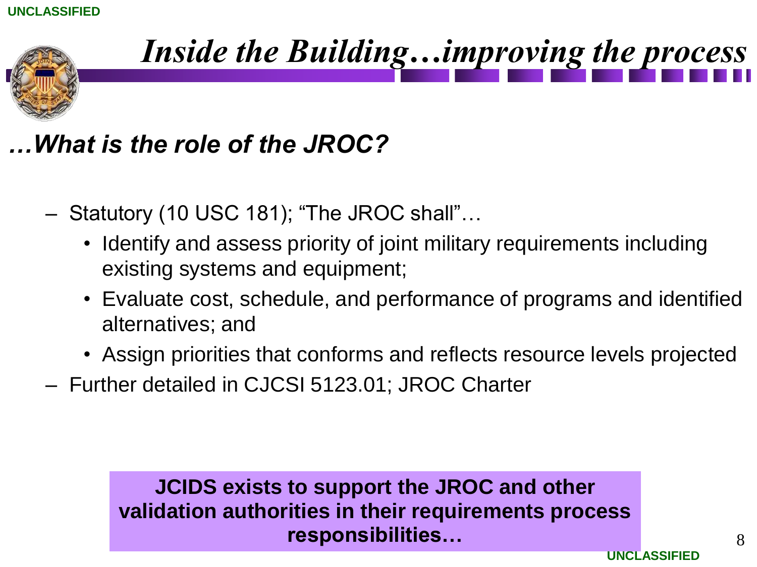# *Inside the Building…improving the process*

## *…What is the role of the JROC?*

- Statutory (10 USC 181); "The JROC shall"…
  - Identify and assess priority of joint military requirements including existing systems and equipment;
  - Evaluate cost, schedule, and performance of programs and identified alternatives; and
  - Assign priorities that conforms and reflects resource levels projected
- Further detailed in CJCSI 5123.01; JROC Charter

**JCIDS exists to support the JROC and other validation authorities in their requirements process responsibilities…**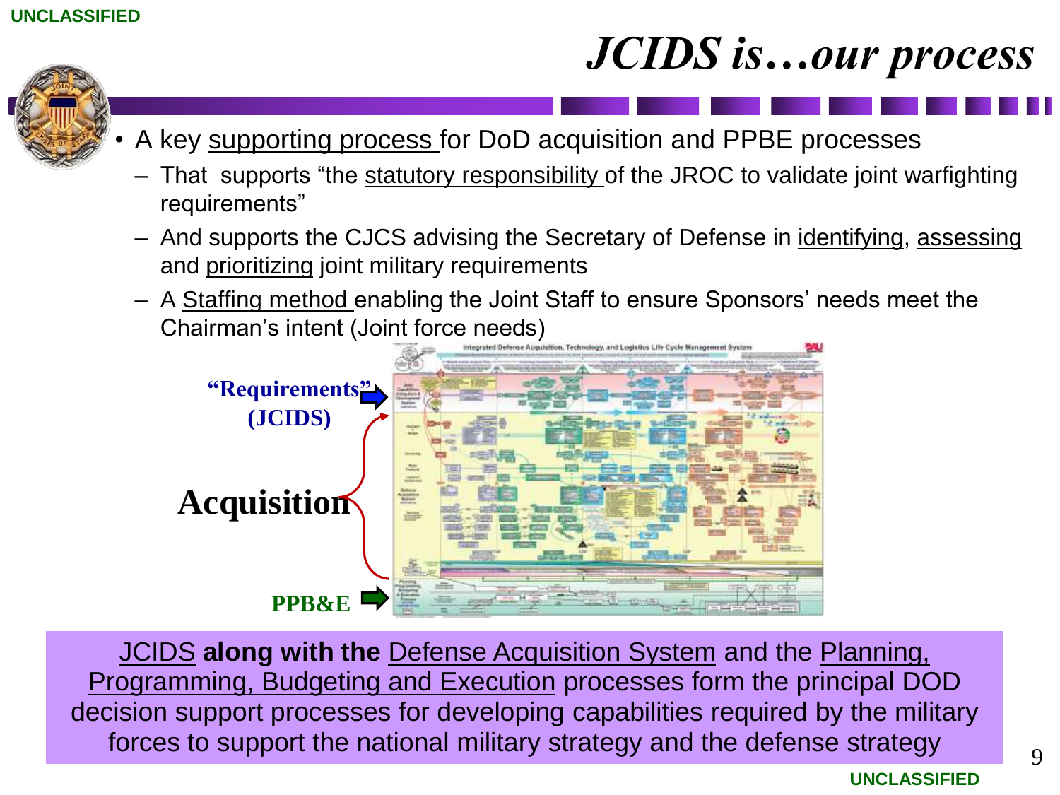# *JCIDS is…our process*

- A key supporting process for DoD acquisition and PPBE processes
  - That supports "the statutory responsibility of the JROC to validate joint warfighting requirements"
  - And supports the CJCS advising the Secretary of Defense in identifying, assessing and prioritizing joint military requirements
  - A Staffing method enabling the Joint Staff to ensure Sponsors' needs meet the Chairman's intent (Joint force needs)

"Requirements" (JCIDS)

Acquisition

PPB&E

JCIDS **along with the** Defense Acquisition System and the Planning, Programming, Budgeting and Execution processes form the principal DOD decision support processes for developing capabilities required by the military forces to support the national military strategy and the defense strategy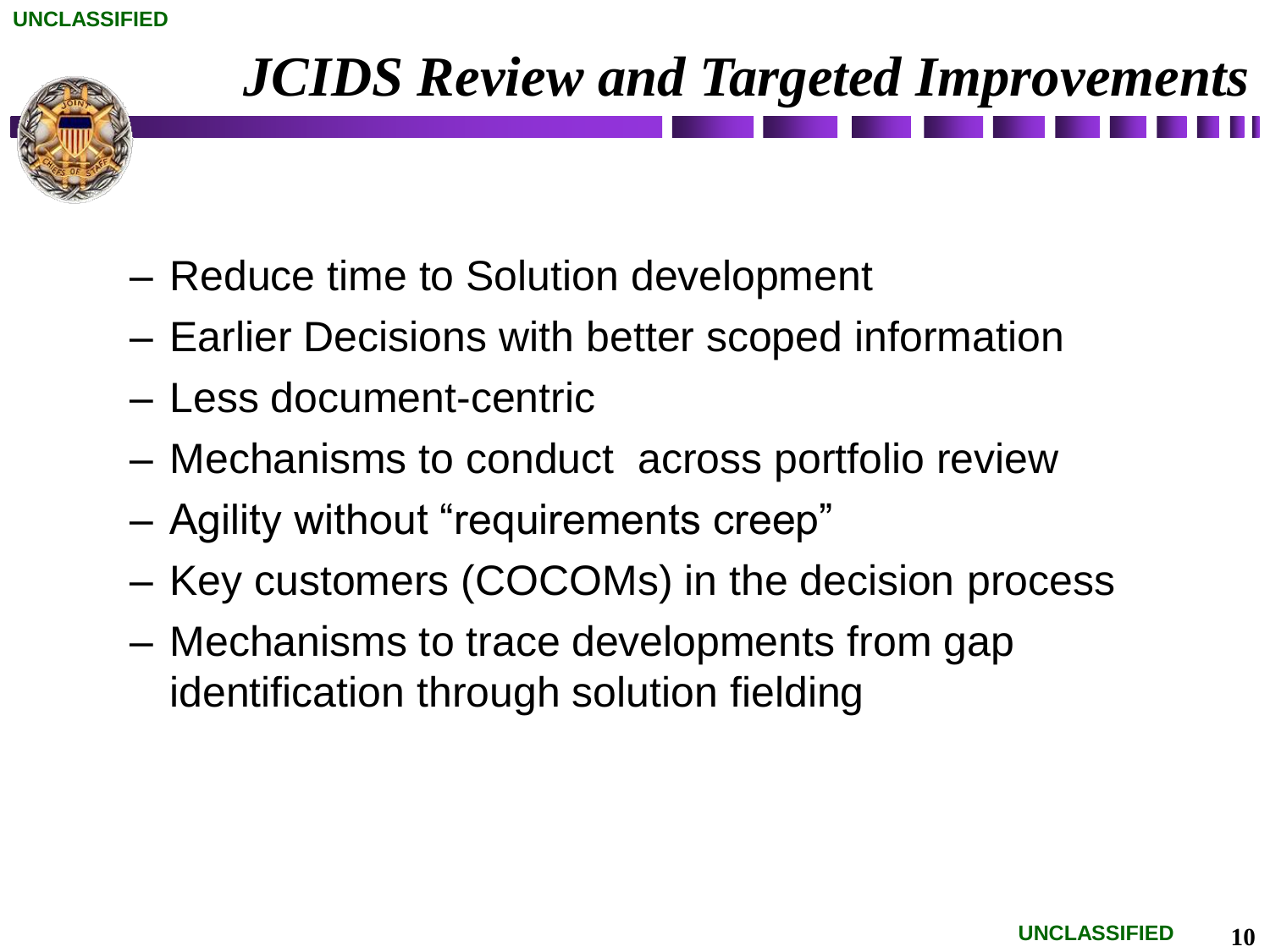# *JCIDS Review and Targeted Improvements*

- Reduce time to Solution development
- Earlier Decisions with better scoped information
- Less document-centric
- Mechanisms to conduct  across portfolio review
- Agility without “requirements creep”
- Key customers (COCOMs) in the decision process
- Mechanisms to trace developments from gap identification through solution fielding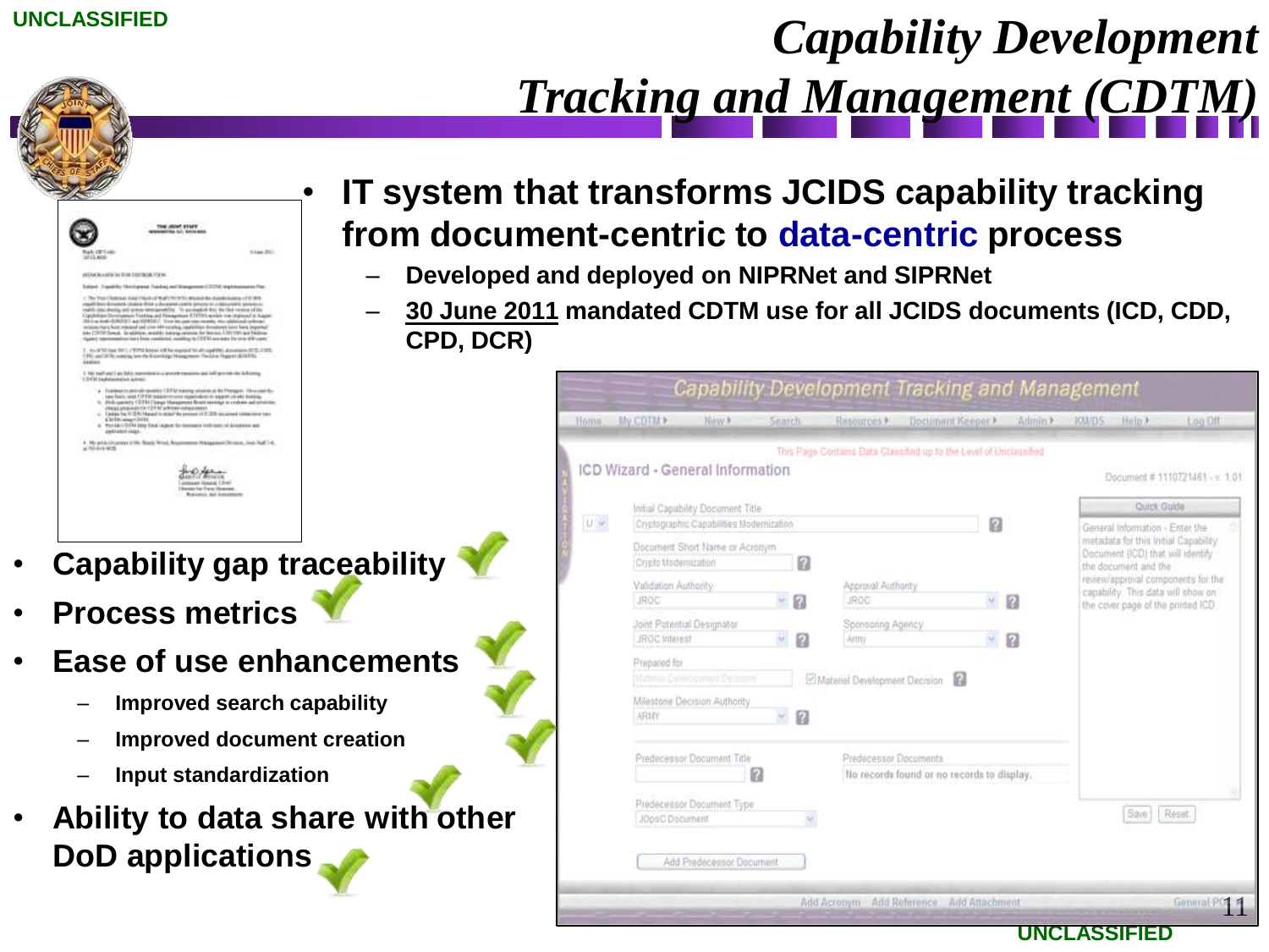# Capability Development Tracking and Management (CDTM)

- IT system that transforms JCIDS capability tracking from document-centric to data-centric process
  - Developed and deployed on NIPRNet and SIPRNet
  - 30 June 2011 mandated CDTM use for all JCIDS documents (ICD, CDD, CPD, DCR)

- Capability gap traceability
- Process metrics
- Ease of use enhancements
  - Improved search capability
  - Improved document creation
  - Input standardization
- Ability to data share with other DoD applications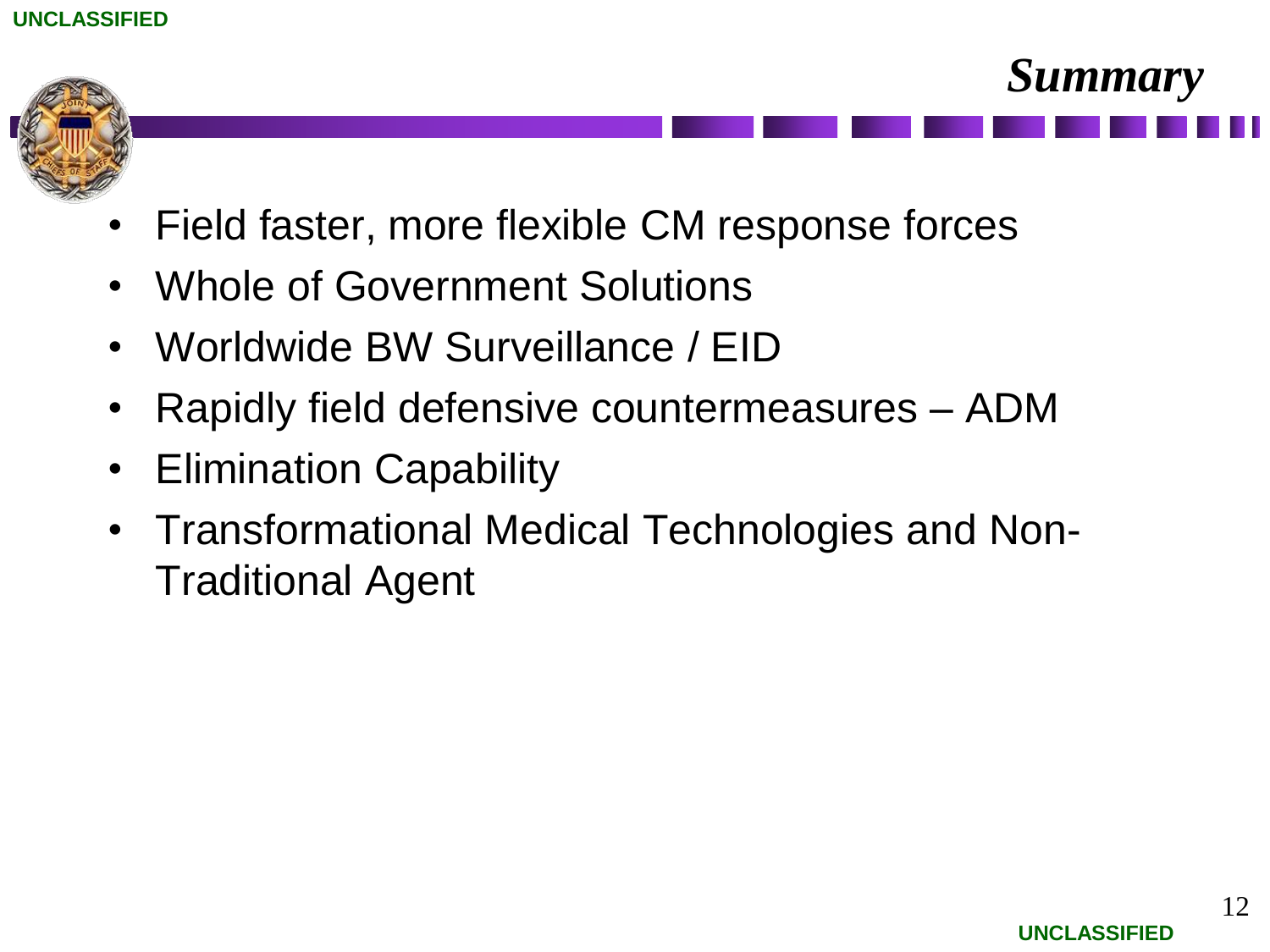# Summary

- Field faster, more flexible CM response forces
- Whole of Government Solutions
- Worldwide BW Surveillance / EID
- Rapidly field defensive countermeasures – ADM
- Elimination Capability
- Transformational Medical Technologies and Non-Traditional Agent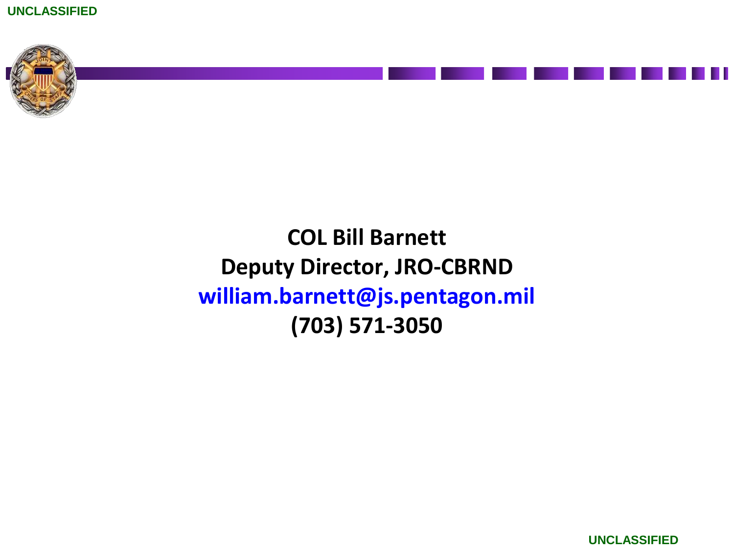UNCLASSIFIED

**COL Bill Barnett**
**Deputy Director, JRO-CBRND**
**william.barnett@js.pentagon.mil**
**(703) 571-3050**

UNCLASSIFIED